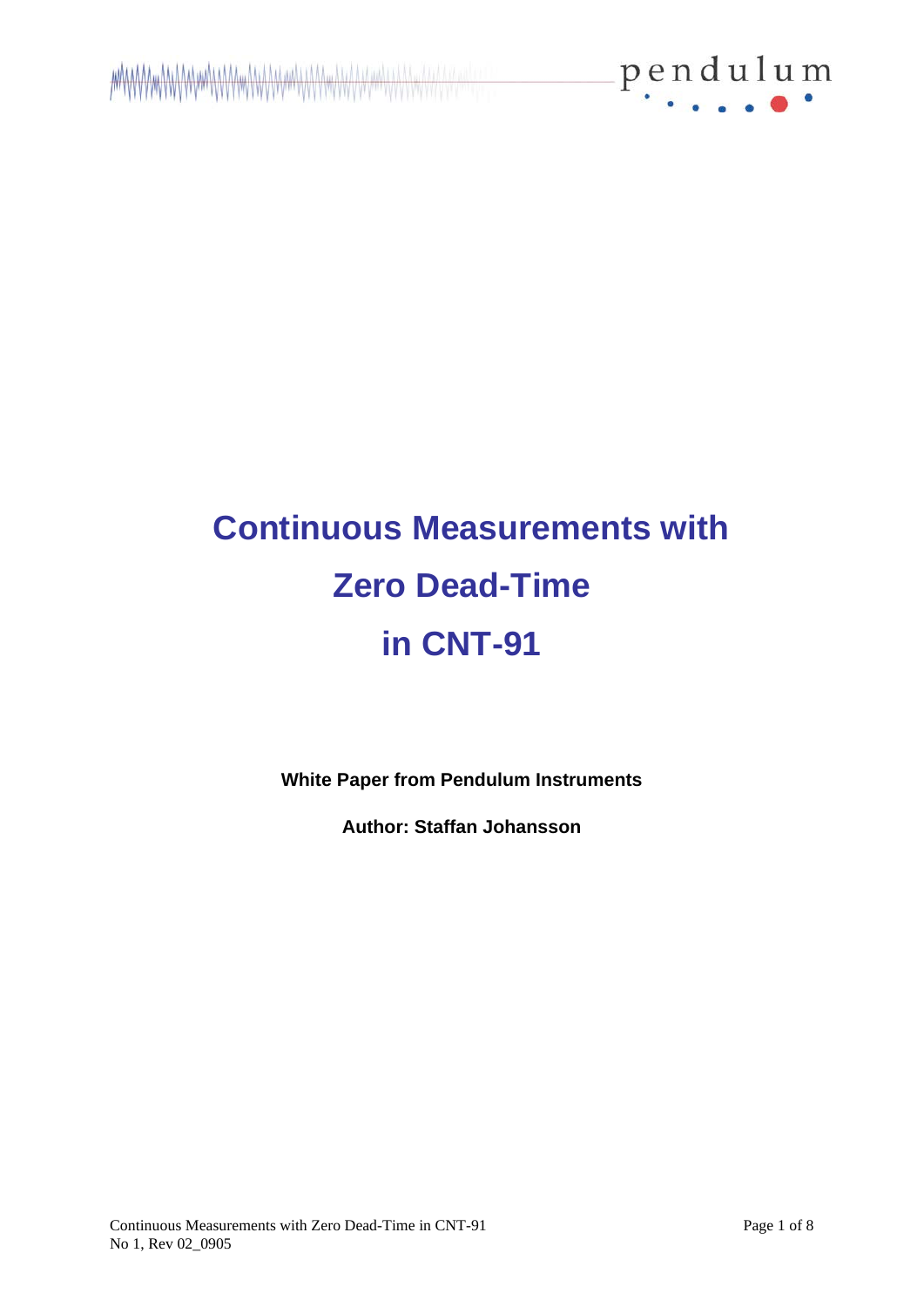# Continuous Measurements with Zero Dead-Time in CNT-91

**White Paper from Pendulum Instruments**

**Author: Staffan Johansson**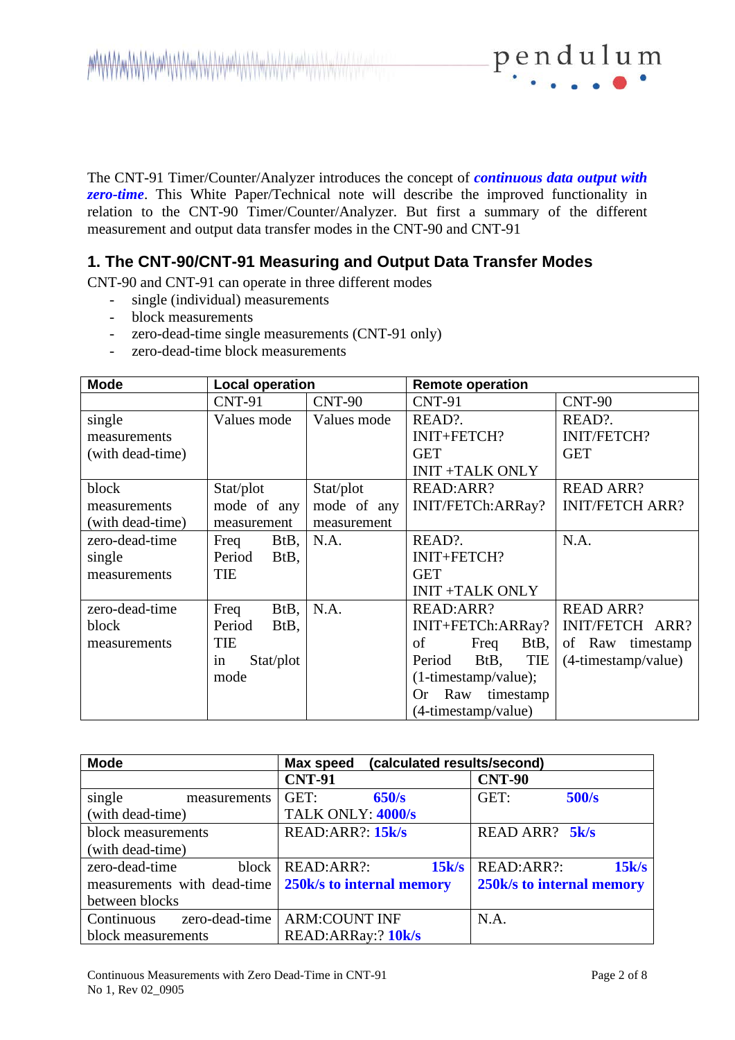The CNT-91 Timer/Counter/Analyzer introduces the concept of ***continuous data output with zero-time***. This White Paper/Technical note will describe the improved functionality in relation to the CNT-90 Timer/Counter/Analyzer. But first a summary of the different measurement and output data transfer modes in the CNT-90 and CNT-91

## 1. The CNT-90/CNT-91 Measuring and Output Data Transfer Modes

CNT-90 and CNT-91 can operate in three different modes

- single (individual) measurements
- block measurements
- zero-dead-time single measurements (CNT-91 only)
- zero-dead-time block measurements

| **Mode** | **Local operation** | | **Remote operation** | |
|---|---|---|---|---|
| | CNT-91 | CNT-90 | CNT-91 | CNT-90 |
| single measurements (with dead-time) | Values mode | Values mode | READ?. INIT+FETCH? GET INIT +TALK ONLY | READ?. INIT/FETCH? GET |
| block measurements (with dead-time) | Stat/plot mode of any measurement | Stat/plot mode of any measurement | READ:ARR? INIT/FETCh:ARRay? | READ ARR? INIT/FETCH ARR? |
| zero-dead-time single measurements | Freq BtB, Period BtB, TIE | N.A. | READ?. INIT+FETCH? GET INIT +TALK ONLY | N.A. |
| zero-dead-time block measurements | Freq BtB, Period BtB, TIE in Stat/plot mode | N.A. | READ:ARR? INIT+FETCh:ARRay? of Freq BtB, Period BtB, TIE (1-timestamp/value); Or Raw timestamp (4-timestamp/value) | READ ARR? INIT/FETCH ARR? of Raw timestamp (4-timestamp/value) |

| **Mode** | **Max speed (calculated results/second)** | |
|---|---|---|
| | **CNT-91** | **CNT-90** |
| single measurements (with dead-time) | GET: **650/s** TALK ONLY: **4000/s** | GET: **500/s** |
| block measurements (with dead-time) | READ:ARR?: **15k/s** | READ ARR? **5k/s** |
| zero-dead-time block measurements with dead-time between blocks | READ:ARR?: **15k/s** **250k/s to internal memory** | READ:ARR?: **15k/s** **250k/s to internal memory** |
| Continuous zero-dead-time block measurements | ARM:COUNT INF READ:ARRay:? **10k/s** | N.A. |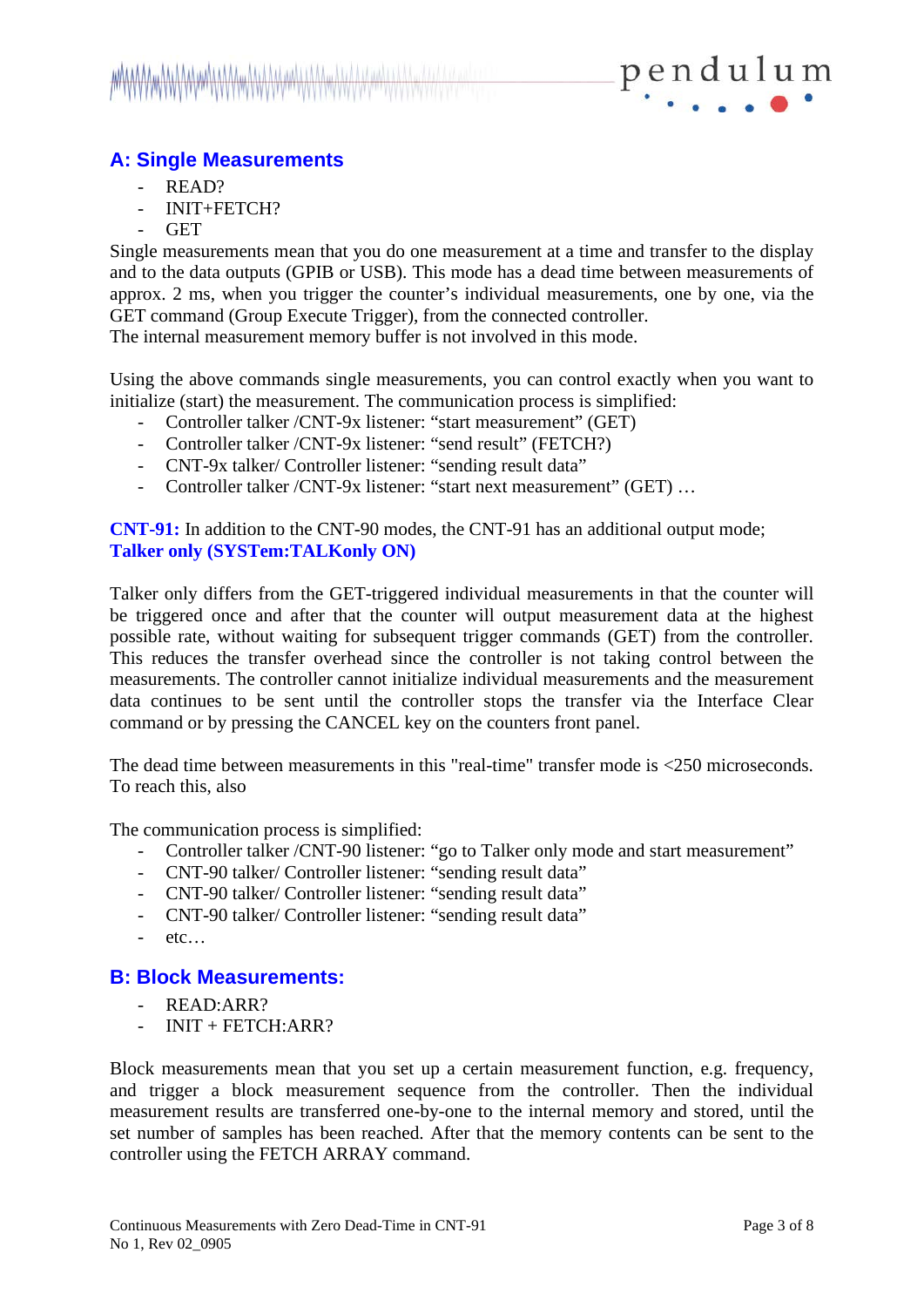## A: Single Measurements

- READ?
- INIT+FETCH?
- GET

Single measurements mean that you do one measurement at a time and transfer to the display and to the data outputs (GPIB or USB). This mode has a dead time between measurements of approx. 2 ms, when you trigger the counter's individual measurements, one by one, via the GET command (Group Execute Trigger), from the connected controller.
The internal measurement memory buffer is not involved in this mode.

Using the above commands single measurements, you can control exactly when you want to initialize (start) the measurement. The communication process is simplified:

- Controller talker /CNT-9x listener: "start measurement" (GET)
- Controller talker /CNT-9x listener: "send result" (FETCH?)
- CNT-9x talker/ Controller listener: "sending result data"
- Controller talker /CNT-9x listener: "start next measurement" (GET) …

**CNT-91:** In addition to the CNT-90 modes, the CNT-91 has an additional output mode;
**Talker only (SYSTem:TALKonly ON)**

Talker only differs from the GET-triggered individual measurements in that the counter will be triggered once and after that the counter will output measurement data at the highest possible rate, without waiting for subsequent trigger commands (GET) from the controller. This reduces the transfer overhead since the controller is not taking control between the measurements. The controller cannot initialize individual measurements and the measurement data continues to be sent until the controller stops the transfer via the Interface Clear command or by pressing the CANCEL key on the counters front panel.

The dead time between measurements in this "real-time" transfer mode is <250 microseconds. To reach this, also

The communication process is simplified:

- Controller talker /CNT-90 listener: "go to Talker only mode and start measurement"
- CNT-90 talker/ Controller listener: "sending result data"
- CNT-90 talker/ Controller listener: "sending result data"
- CNT-90 talker/ Controller listener: "sending result data"
- etc…

## B: Block Measurements:

- READ:ARR?
- INIT + FETCH:ARR?

Block measurements mean that you set up a certain measurement function, e.g. frequency, and trigger a block measurement sequence from the controller. Then the individual measurement results are transferred one-by-one to the internal memory and stored, until the set number of samples has been reached. After that the memory contents can be sent to the controller using the FETCH ARRAY command.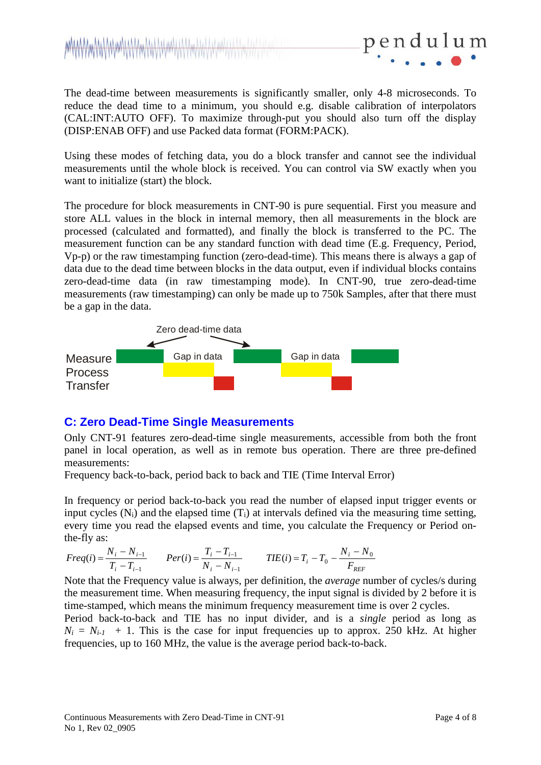The dead-time between measurements is significantly smaller, only 4-8 microseconds. To reduce the dead time to a minimum, you should e.g. disable calibration of interpolators (CAL:INT:AUTO OFF). To maximize through-put you should also turn off the display (DISP:ENAB OFF) and use Packed data format (FORM:PACK).

Using these modes of fetching data, you do a block transfer and cannot see the individual measurements until the whole block is received. You can control via SW exactly when you want to initialize (start) the block.

The procedure for block measurements in CNT-90 is pure sequential. First you measure and store ALL values in the block in internal memory, then all measurements in the block are processed (calculated and formatted), and finally the block is transferred to the PC. The measurement function can be any standard function with dead time (E.g. Frequency, Period, Vp-p) or the raw timestamping function (zero-dead-time). This means there is always a gap of data due to the dead time between blocks in the data output, even if individual blocks contains zero-dead-time data (in raw timestamping mode). In CNT-90, true zero-dead-time measurements (raw timestamping) can only be made up to 750k Samples, after that there must be a gap in the data.

Zero dead-time data

Measure
Process
Transfer

Gap in data

Gap in data

## C: Zero Dead-Time Single Measurements

Only CNT-91 features zero-dead-time single measurements, accessible from both the front panel in local operation, as well as in remote bus operation. There are three pre-defined measurements:
Frequency back-to-back, period back to back and TIE (Time Interval Error)

In frequency or period back-to-back you read the number of elapsed input trigger events or input cycles ($N_i$) and the elapsed time ($T_i$) at intervals defined via the measuring time setting, every time you read the elapsed events and time, you calculate the Frequency or Period on-the-fly as:

$$Freq(i) = \frac{N_i - N_{i-1}}{T_i - T_{i-1}} \qquad Per(i) = \frac{T_i - T_{i-1}}{N_i - N_{i-1}} \qquad TIE(i) = T_i - T_0 - \frac{N_i - N_0}{F_{REF}}$$

Note that the Frequency value is always, per definition, the *average* number of cycles/s during the measurement time. When measuring frequency, the input signal is divided by 2 before it is time-stamped, which means the minimum frequency measurement time is over 2 cycles.
Period back-to-back and TIE has no input divider, and is a *single* period as long as $N_i = N_{i-1} + 1$. This is the case for input frequencies up to approx. 250 kHz. At higher frequencies, up to 160 MHz, the value is the average period back-to-back.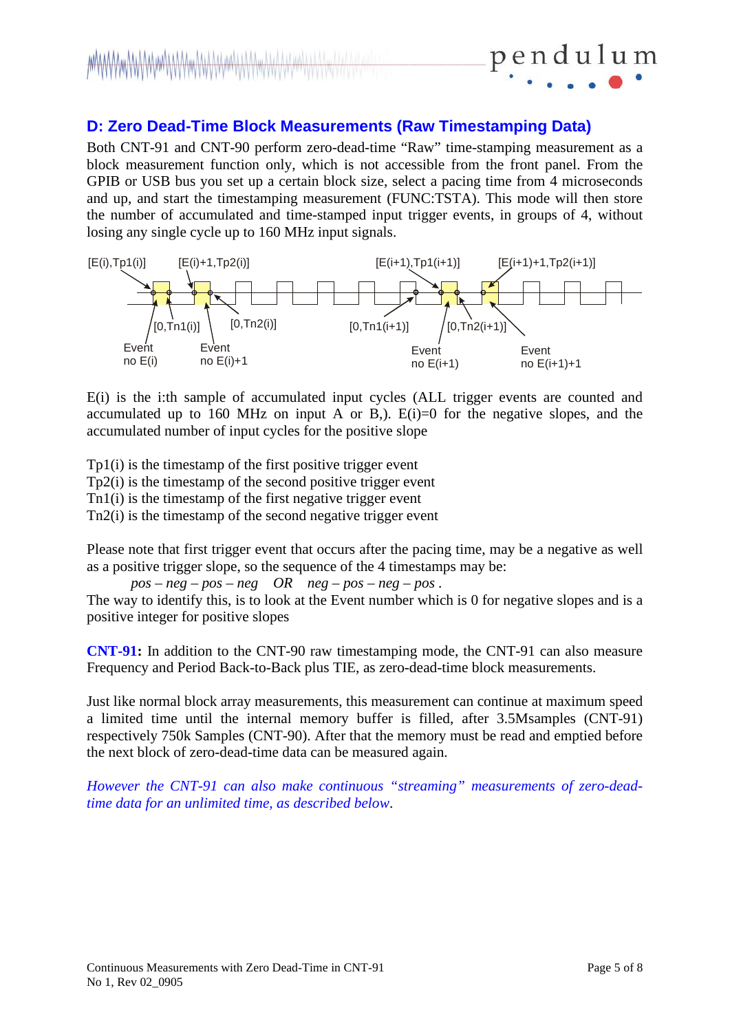## D: Zero Dead-Time Block Measurements (Raw Timestamping Data)

Both CNT-91 and CNT-90 perform zero-dead-time "Raw" time-stamping measurement as a block measurement function only, which is not accessible from the front panel. From the GPIB or USB bus you set up a certain block size, select a pacing time from 4 microseconds and up, and start the timestamping measurement (FUNC:TSTA). This mode will then store the number of accumulated and time-stamped input trigger events, in groups of 4, without losing any single cycle up to 160 MHz input signals.

E(i) is the i:th sample of accumulated input cycles (ALL trigger events are counted and accumulated up to 160 MHz on input A or B,). E(i)=0 for the negative slopes, and the accumulated number of input cycles for the positive slope

Tp1(i) is the timestamp of the first positive trigger event
Tp2(i) is the timestamp of the second positive trigger event
Tn1(i) is the timestamp of the first negative trigger event
Tn2(i) is the timestamp of the second negative trigger event

Please note that first trigger event that occurs after the pacing time, may be a negative as well as a positive trigger slope, so the sequence of the 4 timestamps may be:

*pos – neg – pos – neg* OR *neg – pos – neg – pos* .

The way to identify this, is to look at the Event number which is 0 for negative slopes and is a positive integer for positive slopes

**CNT-91:** In addition to the CNT-90 raw timestamping mode, the CNT-91 can also measure Frequency and Period Back-to-Back plus TIE, as zero-dead-time block measurements.

Just like normal block array measurements, this measurement can continue at maximum speed a limited time until the internal memory buffer is filled, after 3.5Msamples (CNT-91) respectively 750k Samples (CNT-90). After that the memory must be read and emptied before the next block of zero-dead-time data can be measured again.

*However the CNT-91 can also make continuous "streaming" measurements of zero-dead-time data for an unlimited time, as described below.*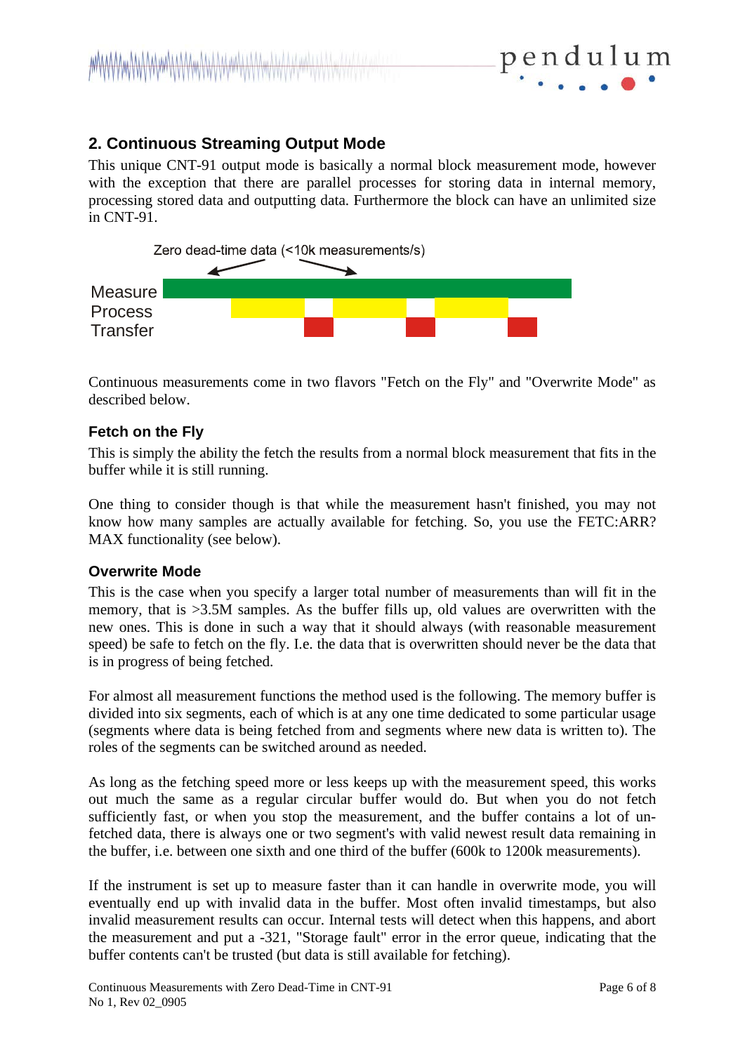## 2. Continuous Streaming Output Mode

This unique CNT-91 output mode is basically a normal block measurement mode, however with the exception that there are parallel processes for storing data in internal memory, processing stored data and outputting data. Furthermore the block can have an unlimited size in CNT-91.

Zero dead-time data (<10k measurements/s)

Measure
Process
Transfer

Continuous measurements come in two flavors "Fetch on the Fly" and "Overwrite Mode" as described below.

### Fetch on the Fly

This is simply the ability the fetch the results from a normal block measurement that fits in the buffer while it is still running.

One thing to consider though is that while the measurement hasn't finished, you may not know how many samples are actually available for fetching. So, you use the FETC:ARR? MAX functionality (see below).

### Overwrite Mode

This is the case when you specify a larger total number of measurements than will fit in the memory, that is >3.5M samples. As the buffer fills up, old values are overwritten with the new ones. This is done in such a way that it should always (with reasonable measurement speed) be safe to fetch on the fly. I.e. the data that is overwritten should never be the data that is in progress of being fetched.

For almost all measurement functions the method used is the following. The memory buffer is divided into six segments, each of which is at any one time dedicated to some particular usage (segments where data is being fetched from and segments where new data is written to). The roles of the segments can be switched around as needed.

As long as the fetching speed more or less keeps up with the measurement speed, this works out much the same as a regular circular buffer would do. But when you do not fetch sufficiently fast, or when you stop the measurement, and the buffer contains a lot of un-fetched data, there is always one or two segment's with valid newest result data remaining in the buffer, i.e. between one sixth and one third of the buffer (600k to 1200k measurements).

If the instrument is set up to measure faster than it can handle in overwrite mode, you will eventually end up with invalid data in the buffer. Most often invalid timestamps, but also invalid measurement results can occur. Internal tests will detect when this happens, and abort the measurement and put a -321, "Storage fault" error in the error queue, indicating that the buffer contents can't be trusted (but data is still available for fetching).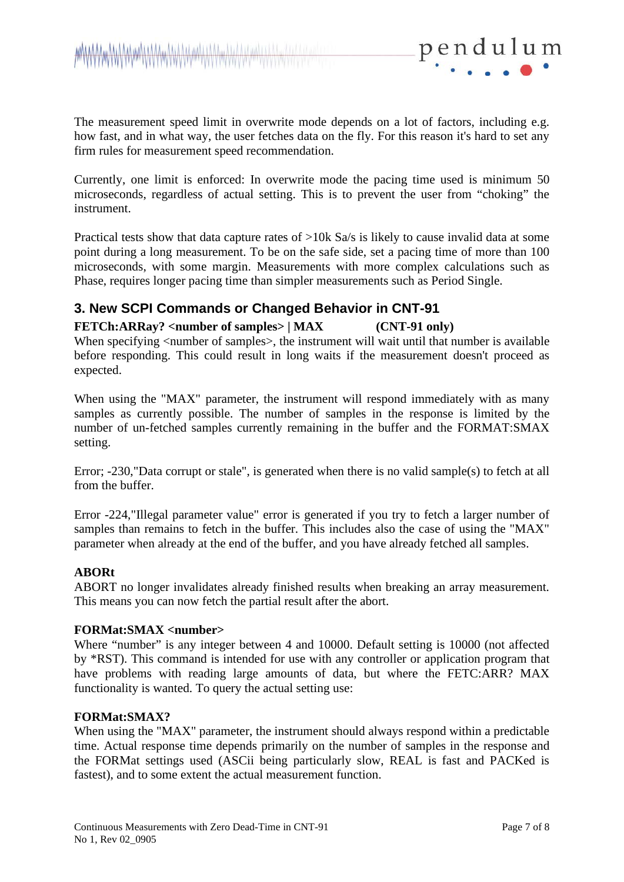The measurement speed limit in overwrite mode depends on a lot of factors, including e.g. how fast, and in what way, the user fetches data on the fly. For this reason it's hard to set any firm rules for measurement speed recommendation.

Currently, one limit is enforced: In overwrite mode the pacing time used is minimum 50 microseconds, regardless of actual setting. This is to prevent the user from "choking" the instrument.

Practical tests show that data capture rates of >10k Sa/s is likely to cause invalid data at some point during a long measurement. To be on the safe side, set a pacing time of more than 100 microseconds, with some margin. Measurements with more complex calculations such as Phase, requires longer pacing time than simpler measurements such as Period Single.

## 3. New SCPI Commands or Changed Behavior in CNT-91

**FETCh:ARRay? <number of samples> | MAX (CNT-91 only)**

When specifying <number of samples>, the instrument will wait until that number is available before responding. This could result in long waits if the measurement doesn't proceed as expected.

When using the "MAX" parameter, the instrument will respond immediately with as many samples as currently possible. The number of samples in the response is limited by the number of un-fetched samples currently remaining in the buffer and the FORMAT:SMAX setting.

Error; -230,"Data corrupt or stale", is generated when there is no valid sample(s) to fetch at all from the buffer.

Error -224,"Illegal parameter value" error is generated if you try to fetch a larger number of samples than remains to fetch in the buffer. This includes also the case of using the "MAX" parameter when already at the end of the buffer, and you have already fetched all samples.

**ABORt**

ABORT no longer invalidates already finished results when breaking an array measurement. This means you can now fetch the partial result after the abort.

**FORMat:SMAX <number>**

Where "number" is any integer between 4 and 10000. Default setting is 10000 (not affected by *RST). This command is intended for use with any controller or application program that have problems with reading large amounts of data, but where the FETC:ARR? MAX functionality is wanted. To query the actual setting use:

**FORMat:SMAX?**

When using the "MAX" parameter, the instrument should always respond within a predictable time. Actual response time depends primarily on the number of samples in the response and the FORMat settings used (ASCii being particularly slow, REAL is fast and PACKed is fastest), and to some extent the actual measurement function.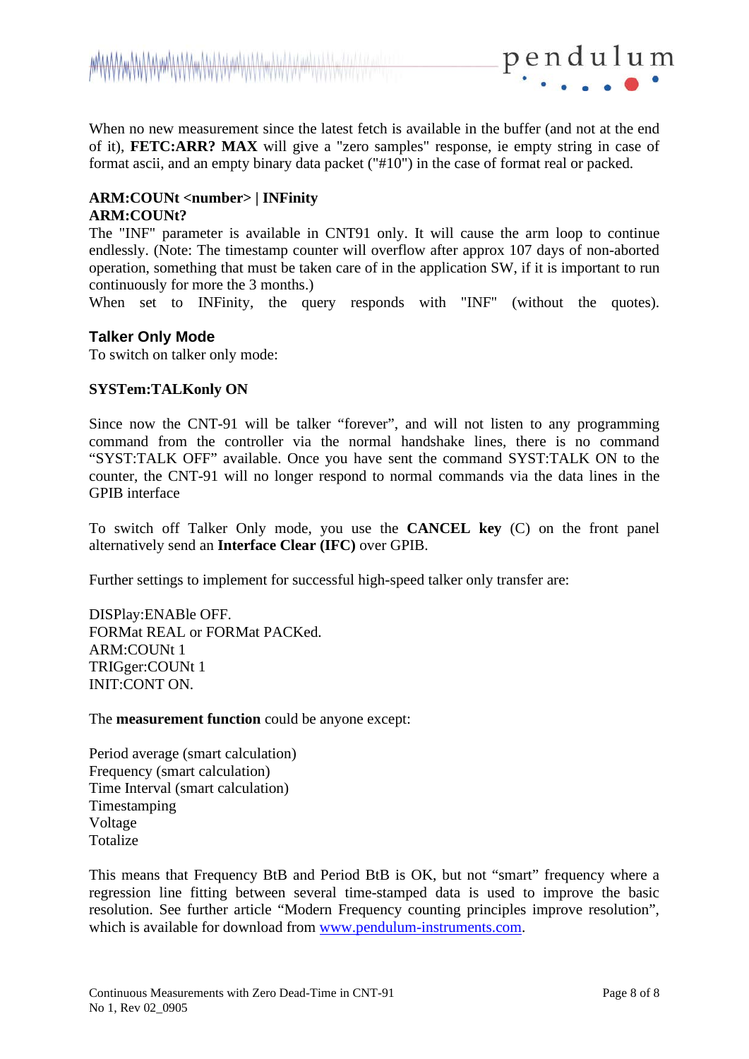When no new measurement since the latest fetch is available in the buffer (and not at the end of it), **FETC:ARR? MAX** will give a "zero samples" response, ie empty string in case of format ascii, and an empty binary data packet ("#10") in the case of format real or packed.

**ARM:COUNt <number> | INFinity**
**ARM:COUNt?**
The "INF" parameter is available in CNT91 only. It will cause the arm loop to continue endlessly. (Note: The timestamp counter will overflow after approx 107 days of non-aborted operation, something that must be taken care of in the application SW, if it is important to run continuously for more the 3 months.)
When set to INFinity, the query responds with "INF" (without the quotes).

### Talker Only Mode

To switch on talker only mode:

**SYSTem:TALKonly ON**

Since now the CNT-91 will be talker "forever", and will not listen to any programming command from the controller via the normal handshake lines, there is no command "SYST:TALK OFF" available. Once you have sent the command SYST:TALK ON to the counter, the CNT-91 will no longer respond to normal commands via the data lines in the GPIB interface

To switch off Talker Only mode, you use the **CANCEL key** (C) on the front panel alternatively send an **Interface Clear (IFC)** over GPIB.

Further settings to implement for successful high-speed talker only transfer are:

DISPlay:ENABle OFF.
FORMat REAL or FORMat PACKed.
ARM:COUNt 1
TRIGger:COUNt 1
INIT:CONT ON.

The **measurement function** could be anyone except:

Period average (smart calculation)
Frequency (smart calculation)
Time Interval (smart calculation)
Timestamping
Voltage
Totalize

This means that Frequency BtB and Period BtB is OK, but not "smart" frequency where a regression line fitting between several time-stamped data is used to improve the basic resolution. See further article "Modern Frequency counting principles improve resolution", which is available for download from www.pendulum-instruments.com.